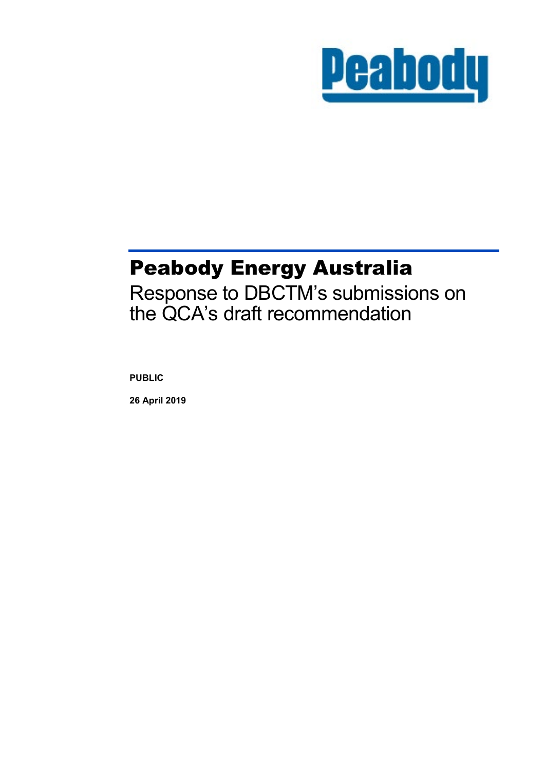Peabody

# Peabody Energy Australia

## Response to DBCTM's submissions on the QCA's draft recommendation

**PUBLIC**

**26 April 2019**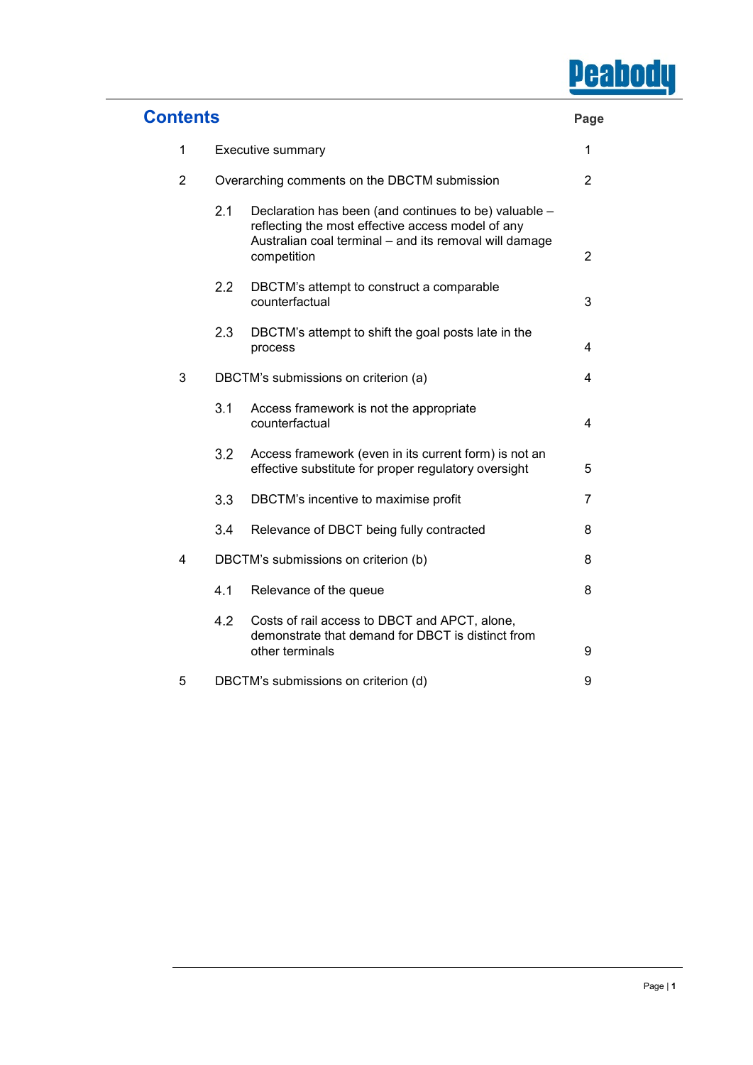# Contents

| | | Page |
|---|---|---|
| 1 | Executive summary | 1 |
| 2 | Overarching comments on the DBCTM submission | 2 |
| 2.1 | Declaration has been (and continues to be) valuable – reflecting the most effective access model of any Australian coal terminal – and its removal will damage competition | 2 |
| 2.2 | DBCTM's attempt to construct a comparable counterfactual | 3 |
| 2.3 | DBCTM's attempt to shift the goal posts late in the process | 4 |
| 3 | DBCTM's submissions on criterion (a) | 4 |
| 3.1 | Access framework is not the appropriate counterfactual | 4 |
| 3.2 | Access framework (even in its current form) is not an effective substitute for proper regulatory oversight | 5 |
| 3.3 | DBCTM's incentive to maximise profit | 7 |
| 3.4 | Relevance of DBCT being fully contracted | 8 |
| 4 | DBCTM's submissions on criterion (b) | 8 |
| 4.1 | Relevance of the queue | 8 |
| 4.2 | Costs of rail access to DBCT and APCT, alone, demonstrate that demand for DBCT is distinct from other terminals | 9 |
| 5 | DBCTM's submissions on criterion (d) | 9 |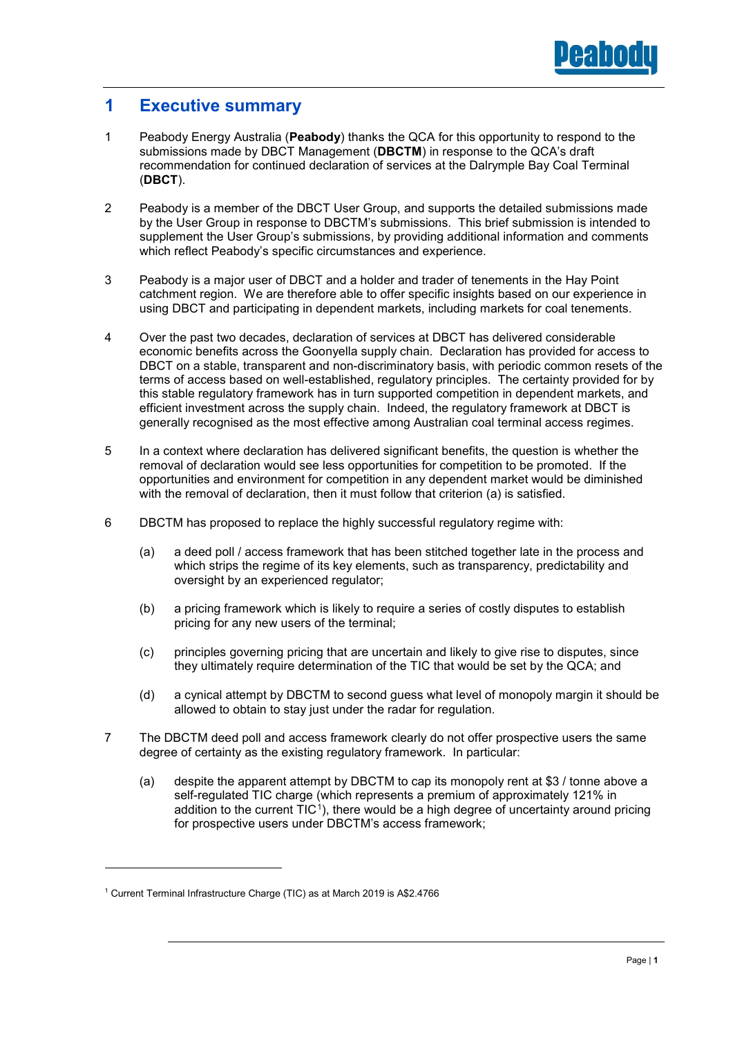# 1 Executive summary

1 Peabody Energy Australia (**Peabody**) thanks the QCA for this opportunity to respond to the submissions made by DBCT Management (**DBCTM**) in response to the QCA's draft recommendation for continued declaration of services at the Dalrymple Bay Coal Terminal (**DBCT**).

2 Peabody is a member of the DBCT User Group, and supports the detailed submissions made by the User Group in response to DBCTM's submissions. This brief submission is intended to supplement the User Group's submissions, by providing additional information and comments which reflect Peabody's specific circumstances and experience.

3 Peabody is a major user of DBCT and a holder and trader of tenements in the Hay Point catchment region. We are therefore able to offer specific insights based on our experience in using DBCT and participating in dependent markets, including markets for coal tenements.

4 Over the past two decades, declaration of services at DBCT has delivered considerable economic benefits across the Goonyella supply chain. Declaration has provided for access to DBCT on a stable, transparent and non-discriminatory basis, with periodic common resets of the terms of access based on well-established, regulatory principles. The certainty provided for by this stable regulatory framework has in turn supported competition in dependent markets, and efficient investment across the supply chain. Indeed, the regulatory framework at DBCT is generally recognised as the most effective among Australian coal terminal access regimes.

5 In a context where declaration has delivered significant benefits, the question is whether the removal of declaration would see less opportunities for competition to be promoted. If the opportunities and environment for competition in any dependent market would be diminished with the removal of declaration, then it must follow that criterion (a) is satisfied.

6 DBCTM has proposed to replace the highly successful regulatory regime with:

(a) a deed poll / access framework that has been stitched together late in the process and which strips the regime of its key elements, such as transparency, predictability and oversight by an experienced regulator;

(b) a pricing framework which is likely to require a series of costly disputes to establish pricing for any new users of the terminal;

(c) principles governing pricing that are uncertain and likely to give rise to disputes, since they ultimately require determination of the TIC that would be set by the QCA; and

(d) a cynical attempt by DBCTM to second guess what level of monopoly margin it should be allowed to obtain to stay just under the radar for regulation.

7 The DBCTM deed poll and access framework clearly do not offer prospective users the same degree of certainty as the existing regulatory framework. In particular:

(a) despite the apparent attempt by DBCTM to cap its monopoly rent at $3 / tonne above a self-regulated TIC charge (which represents a premium of approximately 121% in addition to the current TIC[1]), there would be a high degree of uncertainty around pricing for prospective users under DBCTM's access framework;

[1] Current Terminal Infrastructure Charge (TIC) as at March 2019 is A$2.4766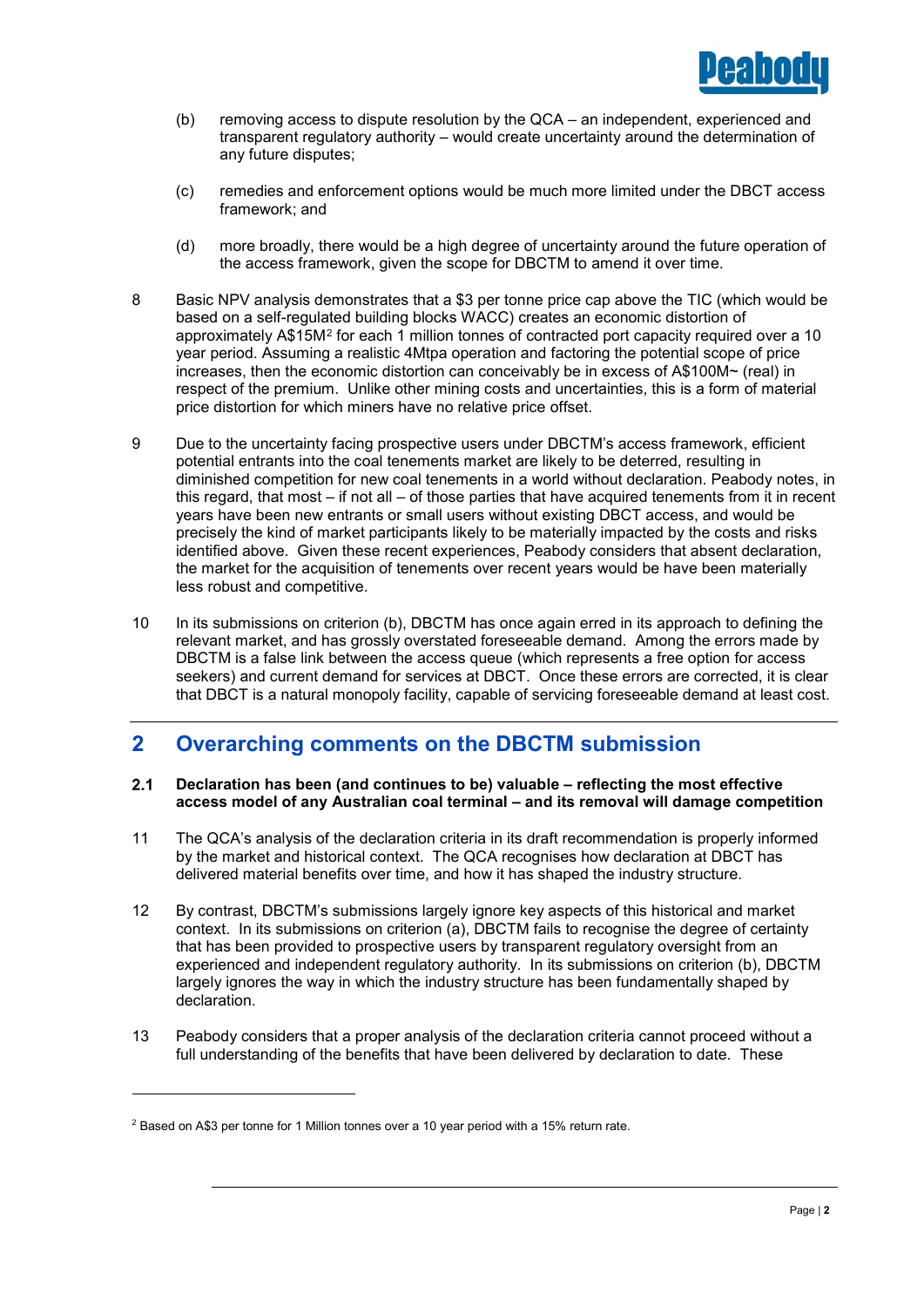(b) removing access to dispute resolution by the QCA – an independent, experienced and transparent regulatory authority – would create uncertainty around the determination of any future disputes;

(c) remedies and enforcement options would be much more limited under the DBCT access framework; and

(d) more broadly, there would be a high degree of uncertainty around the future operation of the access framework, given the scope for DBCTM to amend it over time.

8 Basic NPV analysis demonstrates that a $3 per tonne price cap above the TIC (which would be based on a self-regulated building blocks WACC) creates an economic distortion of approximately A$15M[2] for each 1 million tonnes of contracted port capacity required over a 10 year period. Assuming a realistic 4Mtpa operation and factoring the potential scope of price increases, then the economic distortion can conceivably be in excess of A$100M~ (real) in respect of the premium. Unlike other mining costs and uncertainties, this is a form of material price distortion for which miners have no relative price offset.

9 Due to the uncertainty facing prospective users under DBCTM's access framework, efficient potential entrants into the coal tenements market are likely to be deterred, resulting in diminished competition for new coal tenements in a world without declaration. Peabody notes, in this regard, that most – if not all – of those parties that have acquired tenements from it in recent years have been new entrants or small users without existing DBCT access, and would be precisely the kind of market participants likely to be materially impacted by the costs and risks identified above. Given these recent experiences, Peabody considers that absent declaration, the market for the acquisition of tenements over recent years would be have been materially less robust and competitive.

10 In its submissions on criterion (b), DBCTM has once again erred in its approach to defining the relevant market, and has grossly overstated foreseeable demand. Among the errors made by DBCTM is a false link between the access queue (which represents a free option for access seekers) and current demand for services at DBCT. Once these errors are corrected, it is clear that DBCT is a natural monopoly facility, capable of servicing foreseeable demand at least cost.

## 2 Overarching comments on the DBCTM submission

### 2.1 Declaration has been (and continues to be) valuable – reflecting the most effective access model of any Australian coal terminal – and its removal will damage competition

11 The QCA's analysis of the declaration criteria in its draft recommendation is properly informed by the market and historical context. The QCA recognises how declaration at DBCT has delivered material benefits over time, and how it has shaped the industry structure.

12 By contrast, DBCTM's submissions largely ignore key aspects of this historical and market context. In its submissions on criterion (a), DBCTM fails to recognise the degree of certainty that has been provided to prospective users by transparent regulatory oversight from an experienced and independent regulatory authority. In its submissions on criterion (b), DBCTM largely ignores the way in which the industry structure has been fundamentally shaped by declaration.

13 Peabody considers that a proper analysis of the declaration criteria cannot proceed without a full understanding of the benefits that have been delivered by declaration to date. These

---

[2] Based on A$3 per tonne for 1 Million tonnes over a 10 year period with a 15% return rate.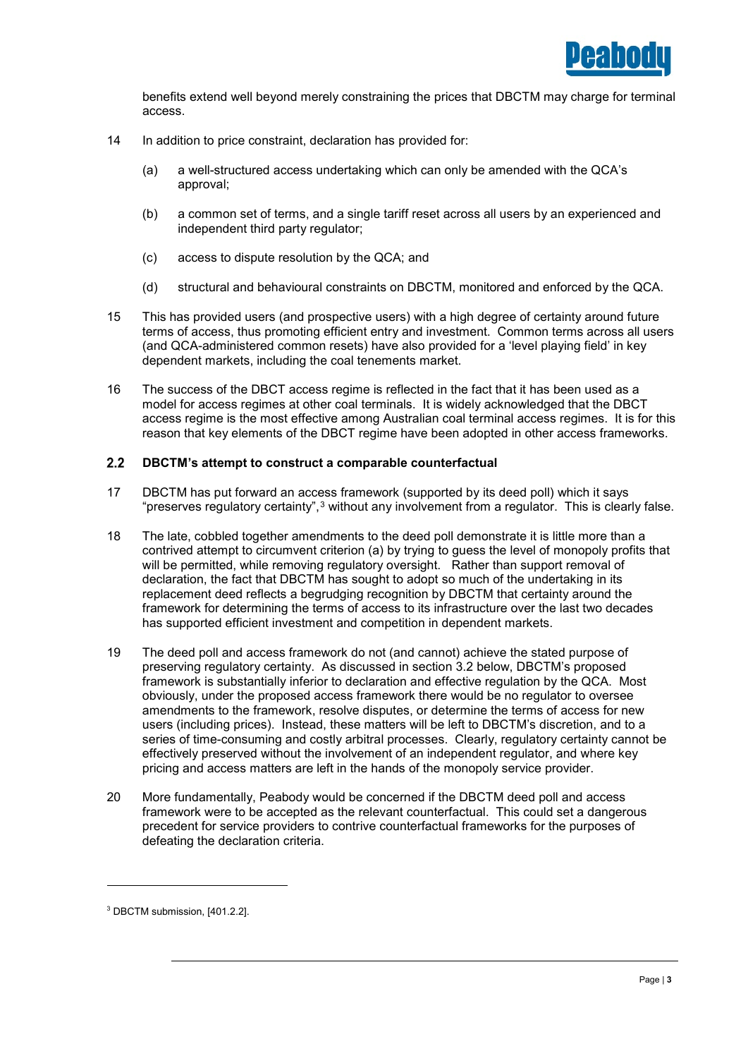benefits extend well beyond merely constraining the prices that DBCTM may charge for terminal access.

14 In addition to price constraint, declaration has provided for:

(a) a well-structured access undertaking which can only be amended with the QCA's approval;

(b) a common set of terms, and a single tariff reset across all users by an experienced and independent third party regulator;

(c) access to dispute resolution by the QCA; and

(d) structural and behavioural constraints on DBCTM, monitored and enforced by the QCA.

15 This has provided users (and prospective users) with a high degree of certainty around future terms of access, thus promoting efficient entry and investment. Common terms across all users (and QCA-administered common resets) have also provided for a 'level playing field' in key dependent markets, including the coal tenements market.

16 The success of the DBCT access regime is reflected in the fact that it has been used as a model for access regimes at other coal terminals. It is widely acknowledged that the DBCT access regime is the most effective among Australian coal terminal access regimes. It is for this reason that key elements of the DBCT regime have been adopted in other access frameworks.

### 2.2 DBCTM's attempt to construct a comparable counterfactual

17 DBCTM has put forward an access framework (supported by its deed poll) which it says "preserves regulatory certainty",[3] without any involvement from a regulator. This is clearly false.

18 The late, cobbled together amendments to the deed poll demonstrate it is little more than a contrived attempt to circumvent criterion (a) by trying to guess the level of monopoly profits that will be permitted, while removing regulatory oversight. Rather than support removal of declaration, the fact that DBCTM has sought to adopt so much of the undertaking in its replacement deed reflects a begrudging recognition by DBCTM that certainty around the framework for determining the terms of access to its infrastructure over the last two decades has supported efficient investment and competition in dependent markets.

19 The deed poll and access framework do not (and cannot) achieve the stated purpose of preserving regulatory certainty. As discussed in section 3.2 below, DBCTM's proposed framework is substantially inferior to declaration and effective regulation by the QCA. Most obviously, under the proposed access framework there would be no regulator to oversee amendments to the framework, resolve disputes, or determine the terms of access for new users (including prices). Instead, these matters will be left to DBCTM's discretion, and to a series of time-consuming and costly arbitral processes. Clearly, regulatory certainty cannot be effectively preserved without the involvement of an independent regulator, and where key pricing and access matters are left in the hands of the monopoly service provider.

20 More fundamentally, Peabody would be concerned if the DBCTM deed poll and access framework were to be accepted as the relevant counterfactual. This could set a dangerous precedent for service providers to contrive counterfactual frameworks for the purposes of defeating the declaration criteria.

---

[3] DBCTM submission, [401.2.2].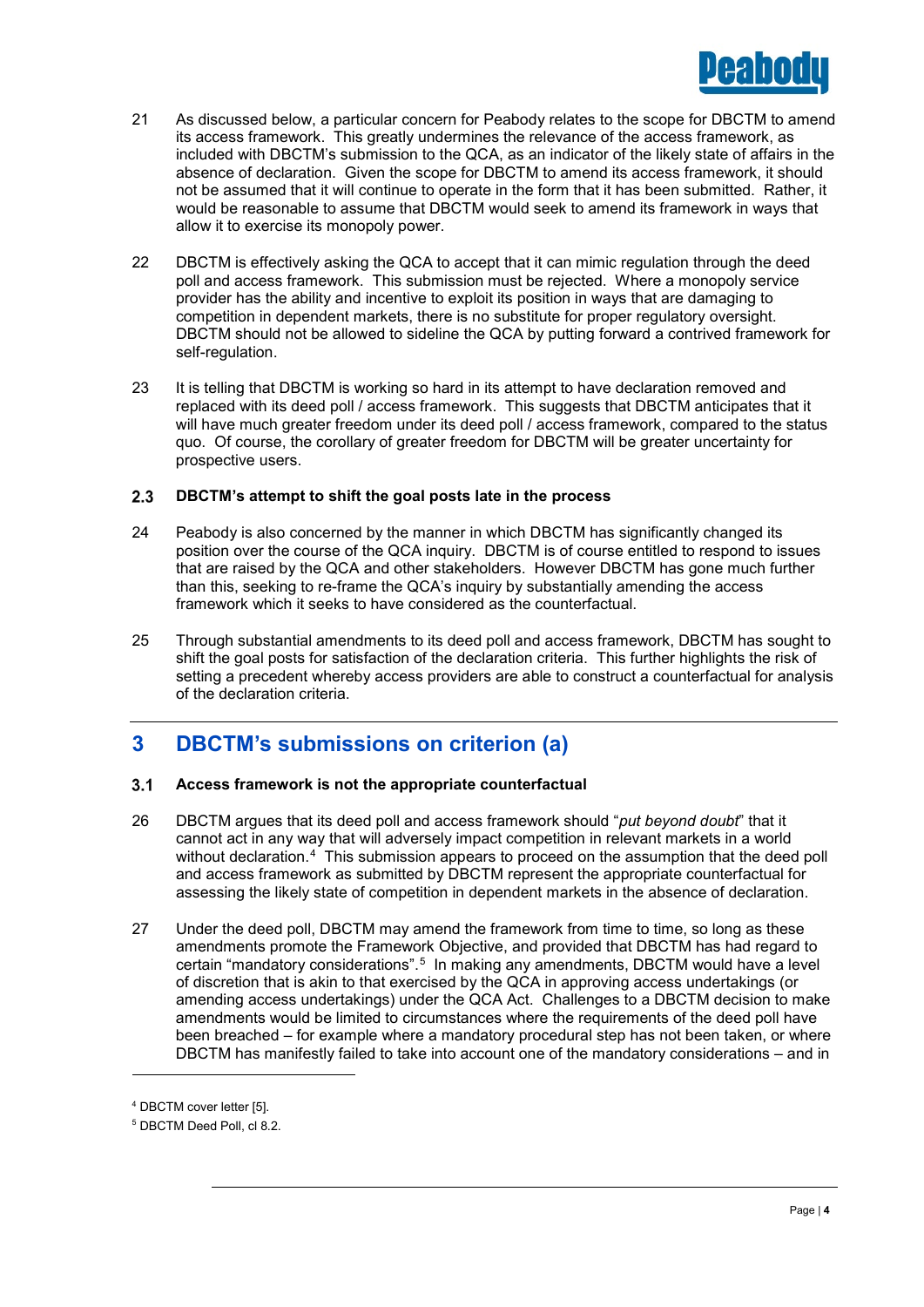21 As discussed below, a particular concern for Peabody relates to the scope for DBCTM to amend its access framework. This greatly undermines the relevance of the access framework, as included with DBCTM's submission to the QCA, as an indicator of the likely state of affairs in the absence of declaration. Given the scope for DBCTM to amend its access framework, it should not be assumed that it will continue to operate in the form that it has been submitted. Rather, it would be reasonable to assume that DBCTM would seek to amend its framework in ways that allow it to exercise its monopoly power.

22 DBCTM is effectively asking the QCA to accept that it can mimic regulation through the deed poll and access framework. This submission must be rejected. Where a monopoly service provider has the ability and incentive to exploit its position in ways that are damaging to competition in dependent markets, there is no substitute for proper regulatory oversight. DBCTM should not be allowed to sideline the QCA by putting forward a contrived framework for self-regulation.

23 It is telling that DBCTM is working so hard in its attempt to have declaration removed and replaced with its deed poll / access framework. This suggests that DBCTM anticipates that it will have much greater freedom under its deed poll / access framework, compared to the status quo. Of course, the corollary of greater freedom for DBCTM will be greater uncertainty for prospective users.

### 2.3 DBCTM's attempt to shift the goal posts late in the process

24 Peabody is also concerned by the manner in which DBCTM has significantly changed its position over the course of the QCA inquiry. DBCTM is of course entitled to respond to issues that are raised by the QCA and other stakeholders. However DBCTM has gone much further than this, seeking to re-frame the QCA's inquiry by substantially amending the access framework which it seeks to have considered as the counterfactual.

25 Through substantial amendments to its deed poll and access framework, DBCTM has sought to shift the goal posts for satisfaction of the declaration criteria. This further highlights the risk of setting a precedent whereby access providers are able to construct a counterfactual for analysis of the declaration criteria.

## 3 DBCTM's submissions on criterion (a)

### 3.1 Access framework is not the appropriate counterfactual

26 DBCTM argues that its deed poll and access framework should "*put beyond doubt*" that it cannot act in any way that will adversely impact competition in relevant markets in a world without declaration.[4] This submission appears to proceed on the assumption that the deed poll and access framework as submitted by DBCTM represent the appropriate counterfactual for assessing the likely state of competition in dependent markets in the absence of declaration.

27 Under the deed poll, DBCTM may amend the framework from time to time, so long as these amendments promote the Framework Objective, and provided that DBCTM has had regard to certain "mandatory considerations".[5] In making any amendments, DBCTM would have a level of discretion that is akin to that exercised by the QCA in approving access undertakings (or amending access undertakings) under the QCA Act. Challenges to a DBCTM decision to make amendments would be limited to circumstances where the requirements of the deed poll have been breached – for example where a mandatory procedural step has not been taken, or where DBCTM has manifestly failed to take into account one of the mandatory considerations – and in

---

[4] DBCTM cover letter [5].

[5] DBCTM Deed Poll, cl 8.2.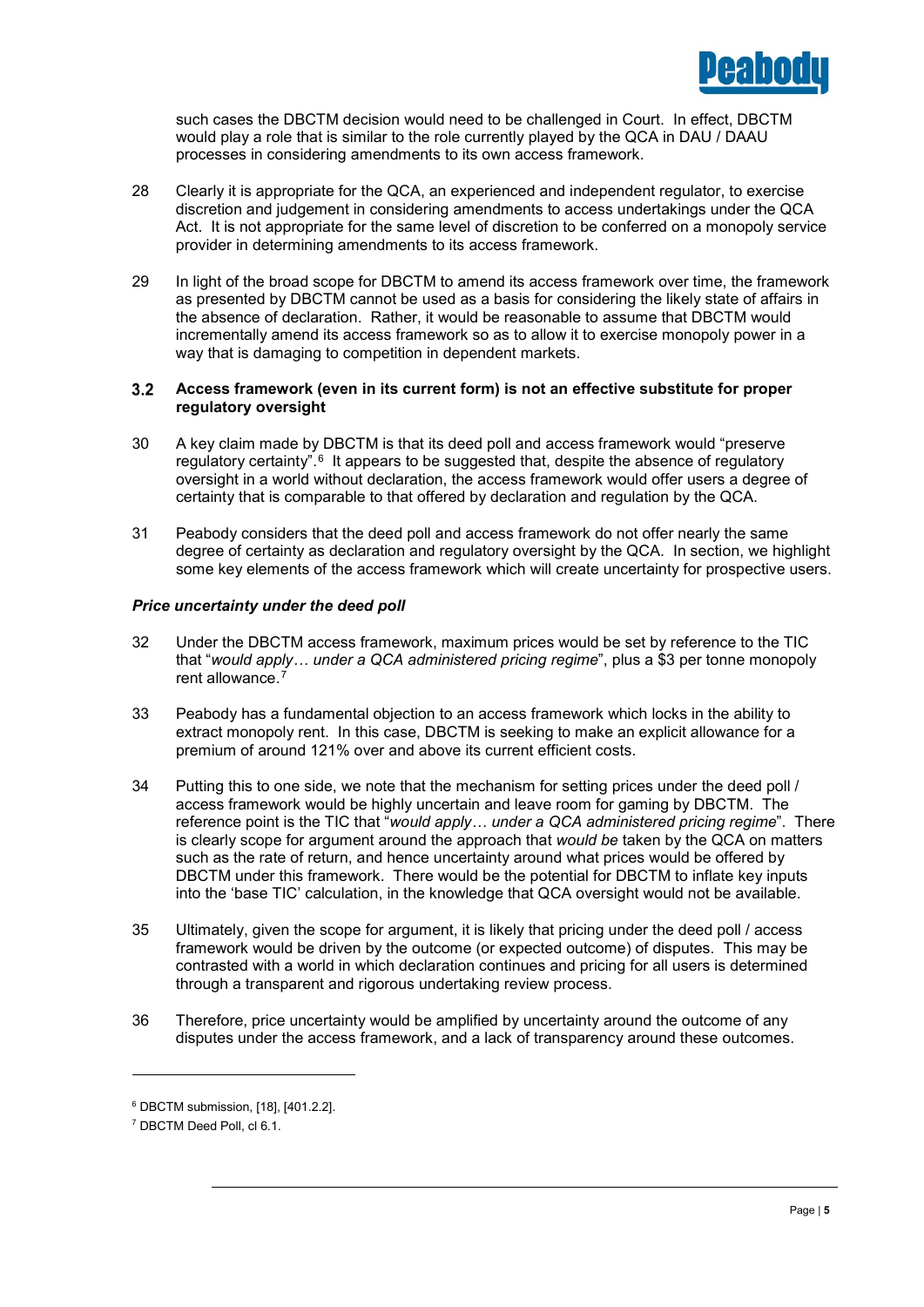such cases the DBCTM decision would need to be challenged in Court. In effect, DBCTM would play a role that is similar to the role currently played by the QCA in DAU / DAAU processes in considering amendments to its own access framework.

28 Clearly it is appropriate for the QCA, an experienced and independent regulator, to exercise discretion and judgement in considering amendments to access undertakings under the QCA Act. It is not appropriate for the same level of discretion to be conferred on a monopoly service provider in determining amendments to its access framework.

29 In light of the broad scope for DBCTM to amend its access framework over time, the framework as presented by DBCTM cannot be used as a basis for considering the likely state of affairs in the absence of declaration. Rather, it would be reasonable to assume that DBCTM would incrementally amend its access framework so as to allow it to exercise monopoly power in a way that is damaging to competition in dependent markets.

### 3.2 Access framework (even in its current form) is not an effective substitute for proper regulatory oversight

30 A key claim made by DBCTM is that its deed poll and access framework would "preserve regulatory certainty".[6] It appears to be suggested that, despite the absence of regulatory oversight in a world without declaration, the access framework would offer users a degree of certainty that is comparable to that offered by declaration and regulation by the QCA.

31 Peabody considers that the deed poll and access framework do not offer nearly the same degree of certainty as declaration and regulatory oversight by the QCA. In section, we highlight some key elements of the access framework which will create uncertainty for prospective users.

#### *Price uncertainty under the deed poll*

32 Under the DBCTM access framework, maximum prices would be set by reference to the TIC that "*would apply… under a QCA administered pricing regime*", plus a $3 per tonne monopoly rent allowance.[7]

33 Peabody has a fundamental objection to an access framework which locks in the ability to extract monopoly rent. In this case, DBCTM is seeking to make an explicit allowance for a premium of around 121% over and above its current efficient costs.

34 Putting this to one side, we note that the mechanism for setting prices under the deed poll / access framework would be highly uncertain and leave room for gaming by DBCTM. The reference point is the TIC that "*would apply… under a QCA administered pricing regime*". There is clearly scope for argument around the approach that *would be* taken by the QCA on matters such as the rate of return, and hence uncertainty around what prices would be offered by DBCTM under this framework. There would be the potential for DBCTM to inflate key inputs into the 'base TIC' calculation, in the knowledge that QCA oversight would not be available.

35 Ultimately, given the scope for argument, it is likely that pricing under the deed poll / access framework would be driven by the outcome (or expected outcome) of disputes. This may be contrasted with a world in which declaration continues and pricing for all users is determined through a transparent and rigorous undertaking review process.

36 Therefore, price uncertainty would be amplified by uncertainty around the outcome of any disputes under the access framework, and a lack of transparency around these outcomes.

---

[6] DBCTM submission, [18], [401.2.2].

[7] DBCTM Deed Poll, cl 6.1.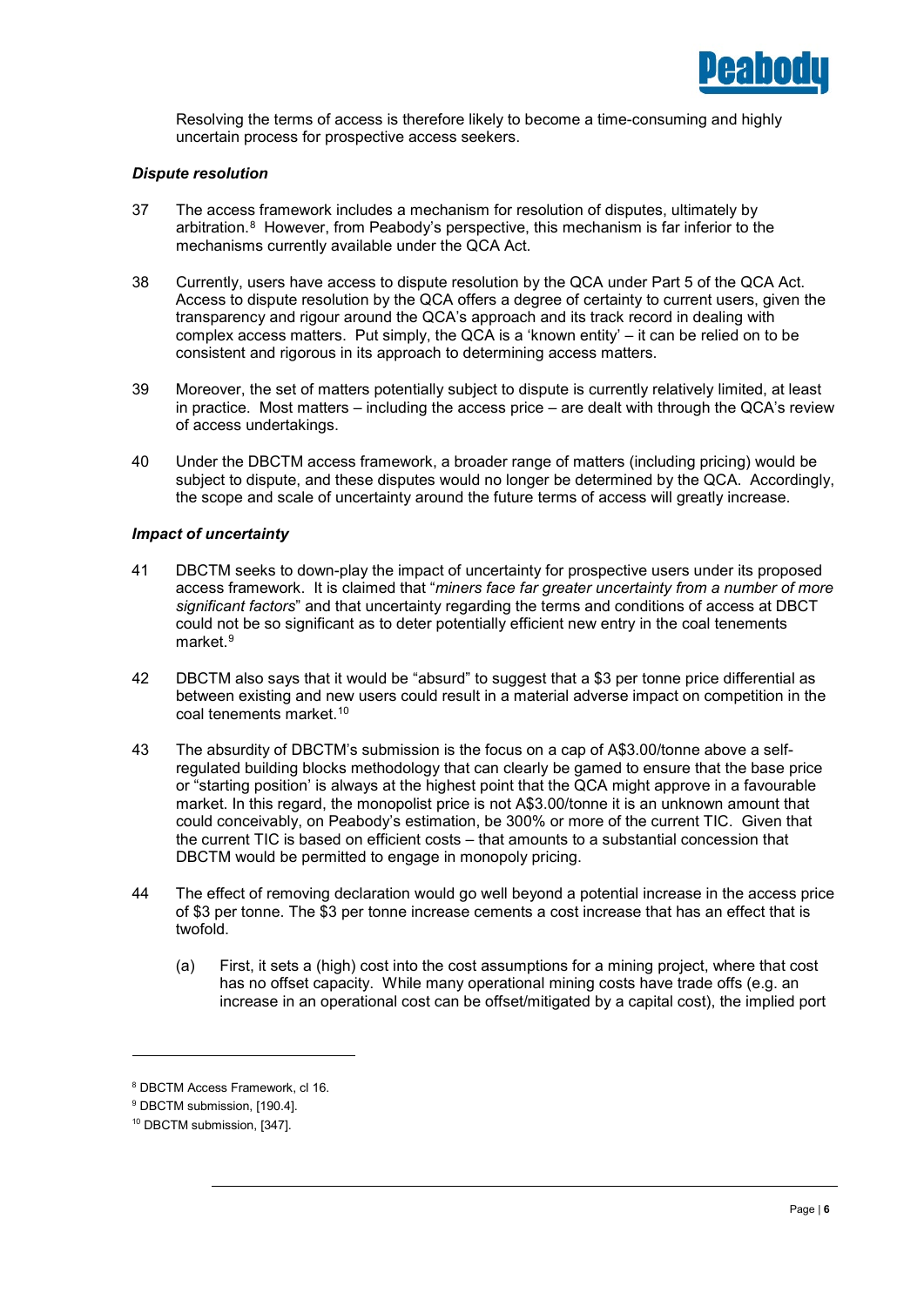Resolving the terms of access is therefore likely to become a time-consuming and highly uncertain process for prospective access seekers.

### *Dispute resolution*

37 The access framework includes a mechanism for resolution of disputes, ultimately by arbitration.[8] However, from Peabody's perspective, this mechanism is far inferior to the mechanisms currently available under the QCA Act.

38 Currently, users have access to dispute resolution by the QCA under Part 5 of the QCA Act. Access to dispute resolution by the QCA offers a degree of certainty to current users, given the transparency and rigour around the QCA's approach and its track record in dealing with complex access matters. Put simply, the QCA is a 'known entity' – it can be relied on to be consistent and rigorous in its approach to determining access matters.

39 Moreover, the set of matters potentially subject to dispute is currently relatively limited, at least in practice. Most matters – including the access price – are dealt with through the QCA's review of access undertakings.

40 Under the DBCTM access framework, a broader range of matters (including pricing) would be subject to dispute, and these disputes would no longer be determined by the QCA. Accordingly, the scope and scale of uncertainty around the future terms of access will greatly increase.

### *Impact of uncertainty*

41 DBCTM seeks to down-play the impact of uncertainty for prospective users under its proposed access framework. It is claimed that "*miners face far greater uncertainty from a number of more significant factors*" and that uncertainty regarding the terms and conditions of access at DBCT could not be so significant as to deter potentially efficient new entry in the coal tenements market.[9]

42 DBCTM also says that it would be "absurd" to suggest that a $3 per tonne price differential as between existing and new users could result in a material adverse impact on competition in the coal tenements market.[10]

43 The absurdity of DBCTM's submission is the focus on a cap of A$3.00/tonne above a self-regulated building blocks methodology that can clearly be gamed to ensure that the base price or "starting position' is always at the highest point that the QCA might approve in a favourable market. In this regard, the monopolist price is not A$3.00/tonne it is an unknown amount that could conceivably, on Peabody's estimation, be 300% or more of the current TIC. Given that the current TIC is based on efficient costs – that amounts to a substantial concession that DBCTM would be permitted to engage in monopoly pricing.

44 The effect of removing declaration would go well beyond a potential increase in the access price of $3 per tonne. The $3 per tonne increase cements a cost increase that has an effect that is twofold.

(a) First, it sets a (high) cost into the cost assumptions for a mining project, where that cost has no offset capacity. While many operational mining costs have trade offs (e.g. an increase in an operational cost can be offset/mitigated by a capital cost), the implied port

---

[8] DBCTM Access Framework, cl 16.

[9] DBCTM submission, [190.4].

[10] DBCTM submission, [347].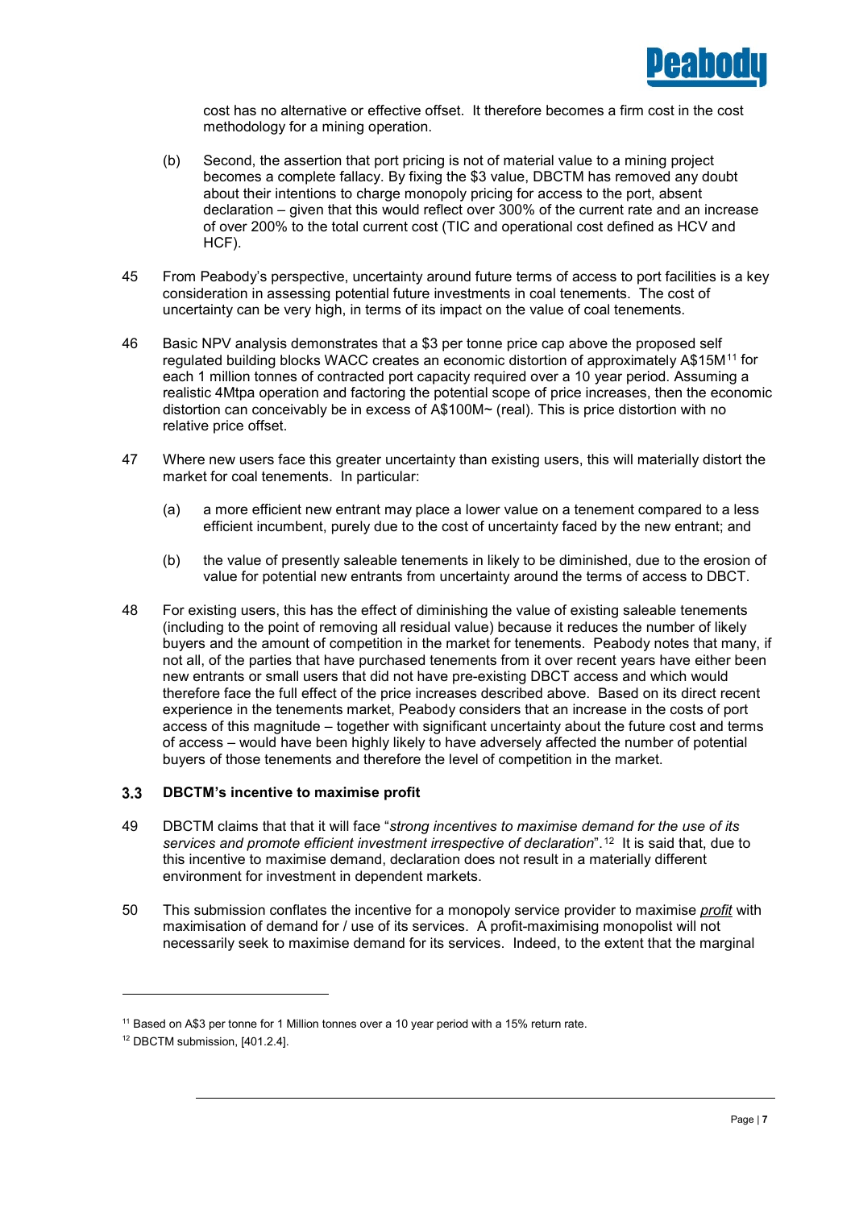cost has no alternative or effective offset. It therefore becomes a firm cost in the cost methodology for a mining operation.

(b) Second, the assertion that port pricing is not of material value to a mining project becomes a complete fallacy. By fixing the $3 value, DBCTM has removed any doubt about their intentions to charge monopoly pricing for access to the port, absent declaration – given that this would reflect over 300% of the current rate and an increase of over 200% to the total current cost (TIC and operational cost defined as HCV and HCF).

45 From Peabody's perspective, uncertainty around future terms of access to port facilities is a key consideration in assessing potential future investments in coal tenements. The cost of uncertainty can be very high, in terms of its impact on the value of coal tenements.

46 Basic NPV analysis demonstrates that a $3 per tonne price cap above the proposed self regulated building blocks WACC creates an economic distortion of approximately A$15M[11] for each 1 million tonnes of contracted port capacity required over a 10 year period. Assuming a realistic 4Mtpa operation and factoring the potential scope of price increases, then the economic distortion can conceivably be in excess of A$100M~ (real). This is price distortion with no relative price offset.

47 Where new users face this greater uncertainty than existing users, this will materially distort the market for coal tenements. In particular:

(a) a more efficient new entrant may place a lower value on a tenement compared to a less efficient incumbent, purely due to the cost of uncertainty faced by the new entrant; and

(b) the value of presently saleable tenements in likely to be diminished, due to the erosion of value for potential new entrants from uncertainty around the terms of access to DBCT.

48 For existing users, this has the effect of diminishing the value of existing saleable tenements (including to the point of removing all residual value) because it reduces the number of likely buyers and the amount of competition in the market for tenements. Peabody notes that many, if not all, of the parties that have purchased tenements from it over recent years have either been new entrants or small users that did not have pre-existing DBCT access and which would therefore face the full effect of the price increases described above. Based on its direct recent experience in the tenements market, Peabody considers that an increase in the costs of port access of this magnitude – together with significant uncertainty about the future cost and terms of access – would have been highly likely to have adversely affected the number of potential buyers of those tenements and therefore the level of competition in the market.

### 3.3 DBCTM's incentive to maximise profit

49 DBCTM claims that that it will face "*strong incentives to maximise demand for the use of its services and promote efficient investment irrespective of declaration*".[12] It is said that, due to this incentive to maximise demand, declaration does not result in a materially different environment for investment in dependent markets.

50 This submission conflates the incentive for a monopoly service provider to maximise ***profit*** with maximisation of demand for / use of its services. A profit-maximising monopolist will not necessarily seek to maximise demand for its services. Indeed, to the extent that the marginal

---

[11] Based on A$3 per tonne for 1 Million tonnes over a 10 year period with a 15% return rate.

[12] DBCTM submission, [401.2.4].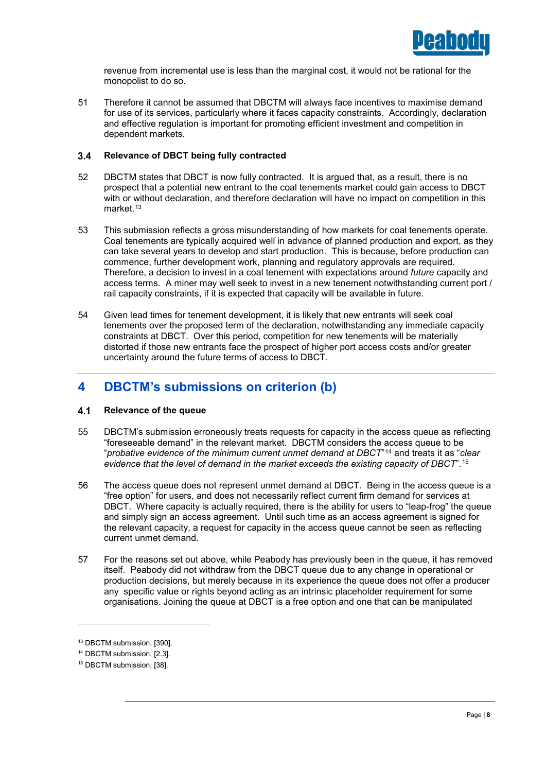revenue from incremental use is less than the marginal cost, it would not be rational for the monopolist to do so.

51 Therefore it cannot be assumed that DBCTM will always face incentives to maximise demand for use of its services, particularly where it faces capacity constraints. Accordingly, declaration and effective regulation is important for promoting efficient investment and competition in dependent markets.

### 3.4 Relevance of DBCT being fully contracted

52 DBCTM states that DBCT is now fully contracted. It is argued that, as a result, there is no prospect that a potential new entrant to the coal tenements market could gain access to DBCT with or without declaration, and therefore declaration will have no impact on competition in this market.[13]

53 This submission reflects a gross misunderstanding of how markets for coal tenements operate. Coal tenements are typically acquired well in advance of planned production and export, as they can take several years to develop and start production. This is because, before production can commence, further development work, planning and regulatory approvals are required. Therefore, a decision to invest in a coal tenement with expectations around *future* capacity and access terms. A miner may well seek to invest in a new tenement notwithstanding current port / rail capacity constraints, if it is expected that capacity will be available in future.

54 Given lead times for tenement development, it is likely that new entrants will seek coal tenements over the proposed term of the declaration, notwithstanding any immediate capacity constraints at DBCT. Over this period, competition for new tenements will be materially distorted if those new entrants face the prospect of higher port access costs and/or greater uncertainty around the future terms of access to DBCT.

## 4 DBCTM's submissions on criterion (b)

### 4.1 Relevance of the queue

55 DBCTM's submission erroneously treats requests for capacity in the access queue as reflecting "foreseeable demand" in the relevant market. DBCTM considers the access queue to be "*probative evidence of the minimum current unmet demand at DBCT*"[14] and treats it as "*clear evidence that the level of demand in the market exceeds the existing capacity of DBCT*".[15]

56 The access queue does not represent unmet demand at DBCT. Being in the access queue is a "free option" for users, and does not necessarily reflect current firm demand for services at DBCT. Where capacity is actually required, there is the ability for users to "leap-frog" the queue and simply sign an access agreement. Until such time as an access agreement is signed for the relevant capacity, a request for capacity in the access queue cannot be seen as reflecting current unmet demand.

57 For the reasons set out above, while Peabody has previously been in the queue, it has removed itself. Peabody did not withdraw from the DBCT queue due to any change in operational or production decisions, but merely because in its experience the queue does not offer a producer any specific value or rights beyond acting as an intrinsic placeholder requirement for some organisations. Joining the queue at DBCT is a free option and one that can be manipulated

[13] DBCTM submission, [390].

[14] DBCTM submission, [2.3].

[15] DBCTM submission, [38].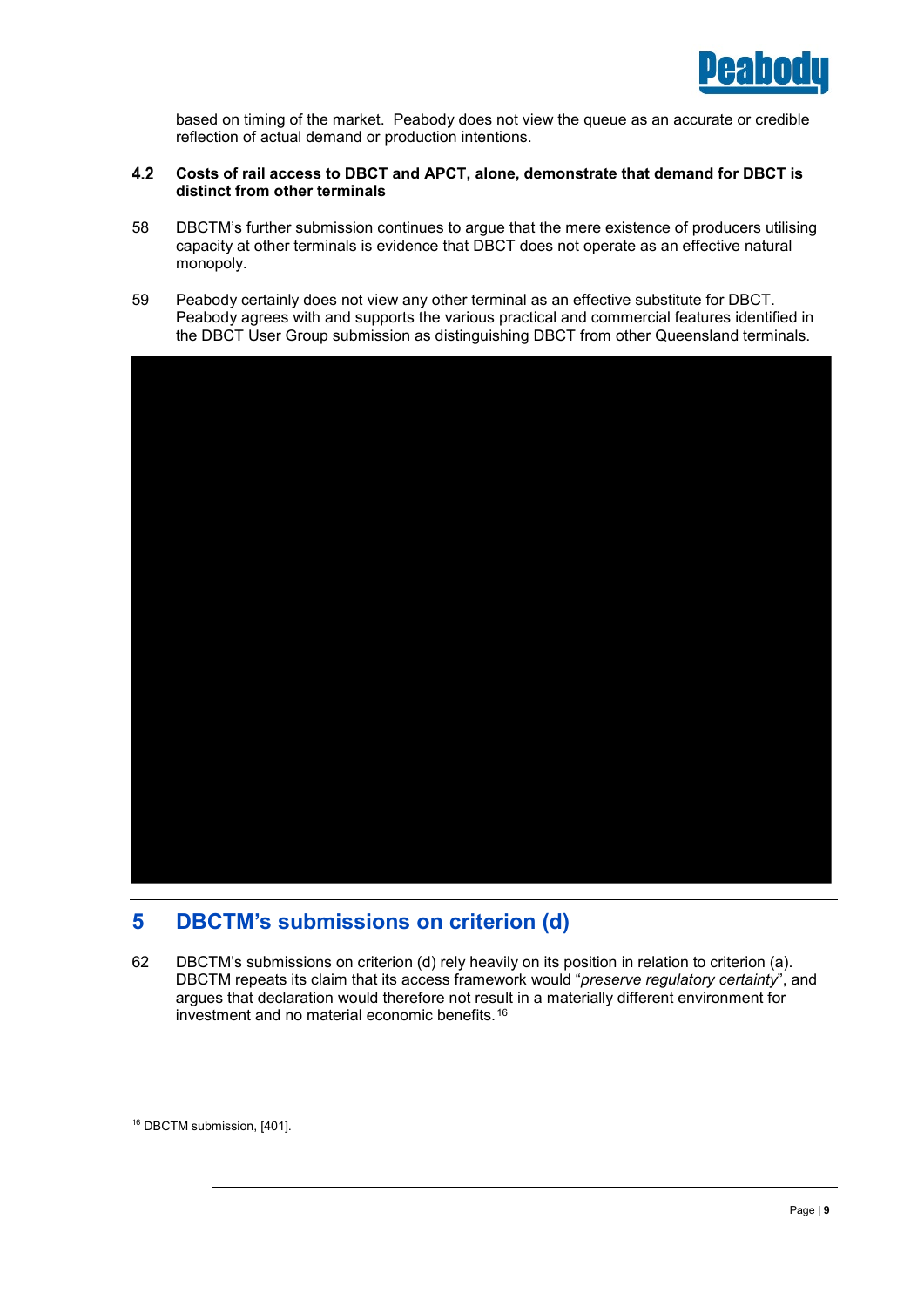based on timing of the market. Peabody does not view the queue as an accurate or credible reflection of actual demand or production intentions.

### 4.2 Costs of rail access to DBCT and APCT, alone, demonstrate that demand for DBCT is distinct from other terminals

58 DBCTM's further submission continues to argue that the mere existence of producers utilising capacity at other terminals is evidence that DBCT does not operate as an effective natural monopoly.

59 Peabody certainly does not view any other terminal as an effective substitute for DBCT. Peabody agrees with and supports the various practical and commercial features identified in the DBCT User Group submission as distinguishing DBCT from other Queensland terminals.

## 5 DBCTM's submissions on criterion (d)

62 DBCTM's submissions on criterion (d) rely heavily on its position in relation to criterion (a). DBCTM repeats its claim that its access framework would "*preserve regulatory certainty*", and argues that declaration would therefore not result in a materially different environment for investment and no material economic benefits.[16]

[16] DBCTM submission, [401].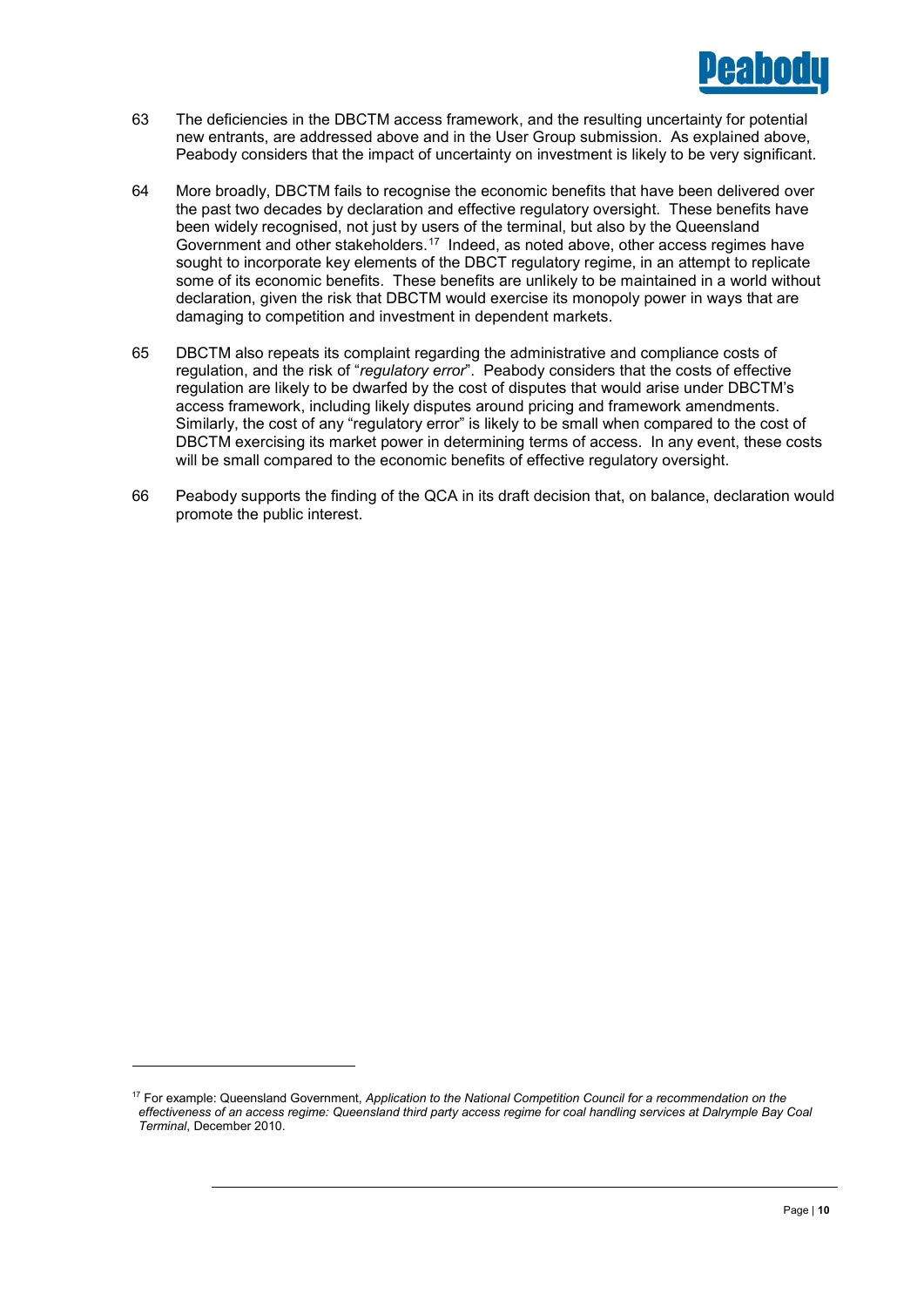63 The deficiencies in the DBCTM access framework, and the resulting uncertainty for potential new entrants, are addressed above and in the User Group submission. As explained above, Peabody considers that the impact of uncertainty on investment is likely to be very significant.

64 More broadly, DBCTM fails to recognise the economic benefits that have been delivered over the past two decades by declaration and effective regulatory oversight. These benefits have been widely recognised, not just by users of the terminal, but also by the Queensland Government and other stakeholders.[17] Indeed, as noted above, other access regimes have sought to incorporate key elements of the DBCT regulatory regime, in an attempt to replicate some of its economic benefits. These benefits are unlikely to be maintained in a world without declaration, given the risk that DBCTM would exercise its monopoly power in ways that are damaging to competition and investment in dependent markets.

65 DBCTM also repeats its complaint regarding the administrative and compliance costs of regulation, and the risk of "*regulatory error*". Peabody considers that the costs of effective regulation are likely to be dwarfed by the cost of disputes that would arise under DBCTM's access framework, including likely disputes around pricing and framework amendments. Similarly, the cost of any "regulatory error" is likely to be small when compared to the cost of DBCTM exercising its market power in determining terms of access. In any event, these costs will be small compared to the economic benefits of effective regulatory oversight.

66 Peabody supports the finding of the QCA in its draft decision that, on balance, declaration would promote the public interest.

[17] For example: Queensland Government, *Application to the National Competition Council for a recommendation on the effectiveness of an access regime: Queensland third party access regime for coal handling services at Dalrymple Bay Coal Terminal*, December 2010.